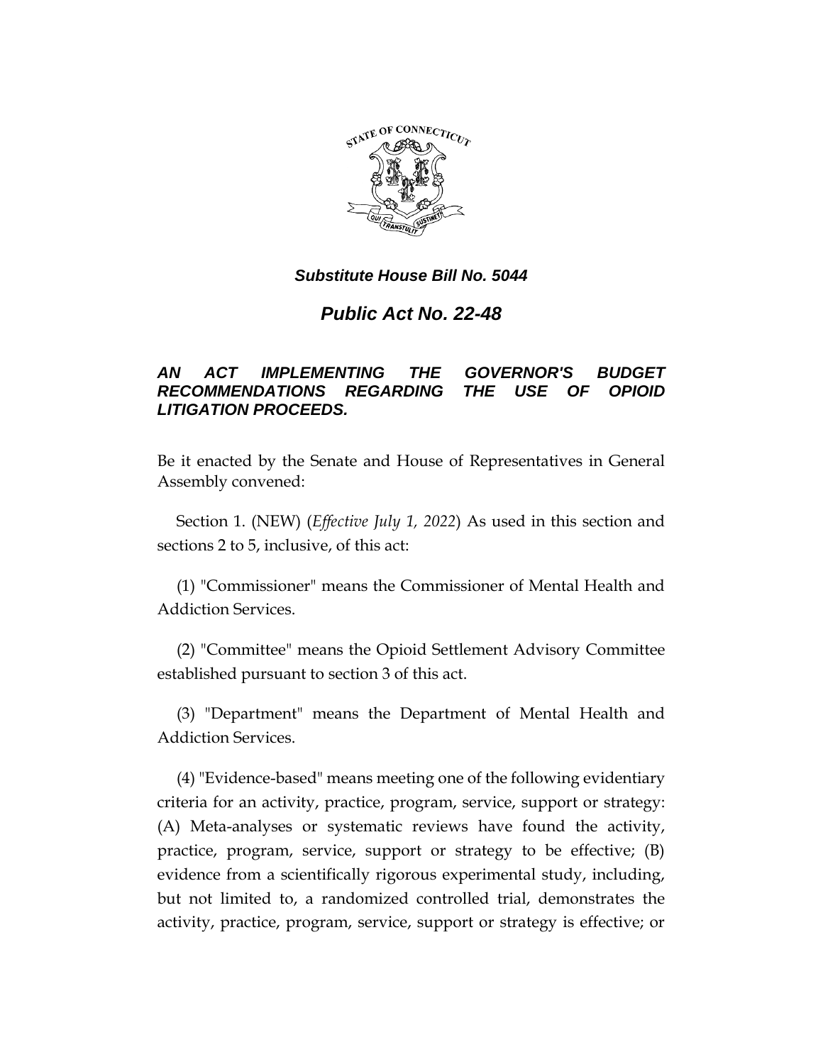***Substitute House Bill No. 5044***

# *Public Act No. 22-48*

***AN ACT IMPLEMENTING THE GOVERNOR'S BUDGET RECOMMENDATIONS REGARDING THE USE OF OPIOID LITIGATION PROCEEDS.***

Be it enacted by the Senate and House of Representatives in General Assembly convened:

Section 1. (NEW) (*Effective July 1, 2022*) As used in this section and sections 2 to 5, inclusive, of this act:

(1) "Commissioner" means the Commissioner of Mental Health and Addiction Services.

(2) "Committee" means the Opioid Settlement Advisory Committee established pursuant to section 3 of this act.

(3) "Department" means the Department of Mental Health and Addiction Services.

(4) "Evidence-based" means meeting one of the following evidentiary criteria for an activity, practice, program, service, support or strategy: (A) Meta-analyses or systematic reviews have found the activity, practice, program, service, support or strategy to be effective; (B) evidence from a scientifically rigorous experimental study, including, but not limited to, a randomized controlled trial, demonstrates the activity, practice, program, service, support or strategy is effective; or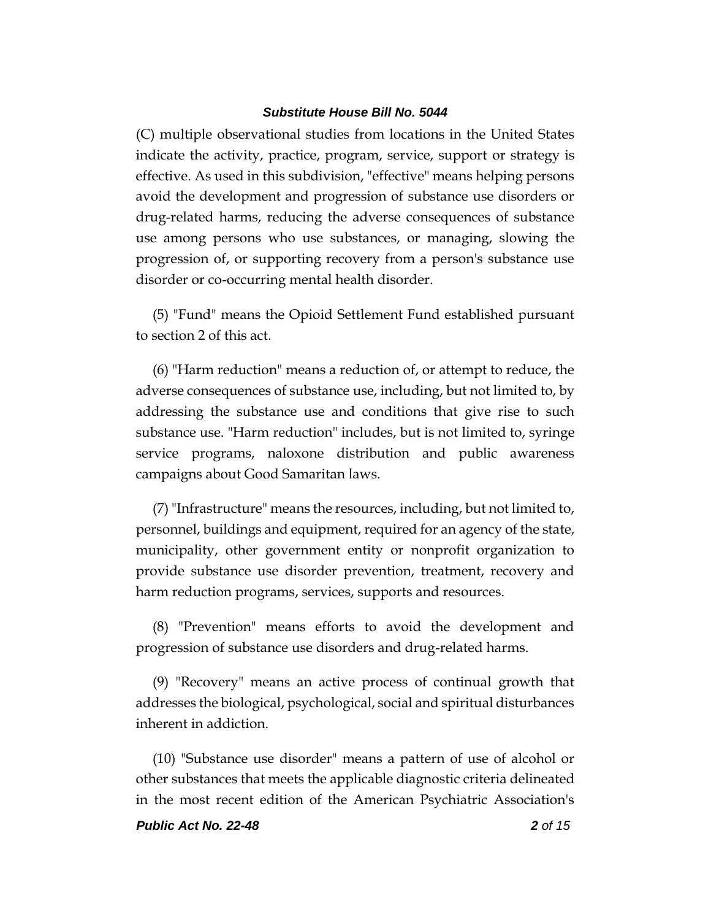(C) multiple observational studies from locations in the United States indicate the activity, practice, program, service, support or strategy is effective. As used in this subdivision, "effective" means helping persons avoid the development and progression of substance use disorders or drug-related harms, reducing the adverse consequences of substance use among persons who use substances, or managing, slowing the progression of, or supporting recovery from a person's substance use disorder or co-occurring mental health disorder.

(5) "Fund" means the Opioid Settlement Fund established pursuant to section 2 of this act.

(6) "Harm reduction" means a reduction of, or attempt to reduce, the adverse consequences of substance use, including, but not limited to, by addressing the substance use and conditions that give rise to such substance use. "Harm reduction" includes, but is not limited to, syringe service programs, naloxone distribution and public awareness campaigns about Good Samaritan laws.

(7) "Infrastructure" means the resources, including, but not limited to, personnel, buildings and equipment, required for an agency of the state, municipality, other government entity or nonprofit organization to provide substance use disorder prevention, treatment, recovery and harm reduction programs, services, supports and resources.

(8) "Prevention" means efforts to avoid the development and progression of substance use disorders and drug-related harms.

(9) "Recovery" means an active process of continual growth that addresses the biological, psychological, social and spiritual disturbances inherent in addiction.

(10) "Substance use disorder" means a pattern of use of alcohol or other substances that meets the applicable diagnostic criteria delineated in the most recent edition of the American Psychiatric Association's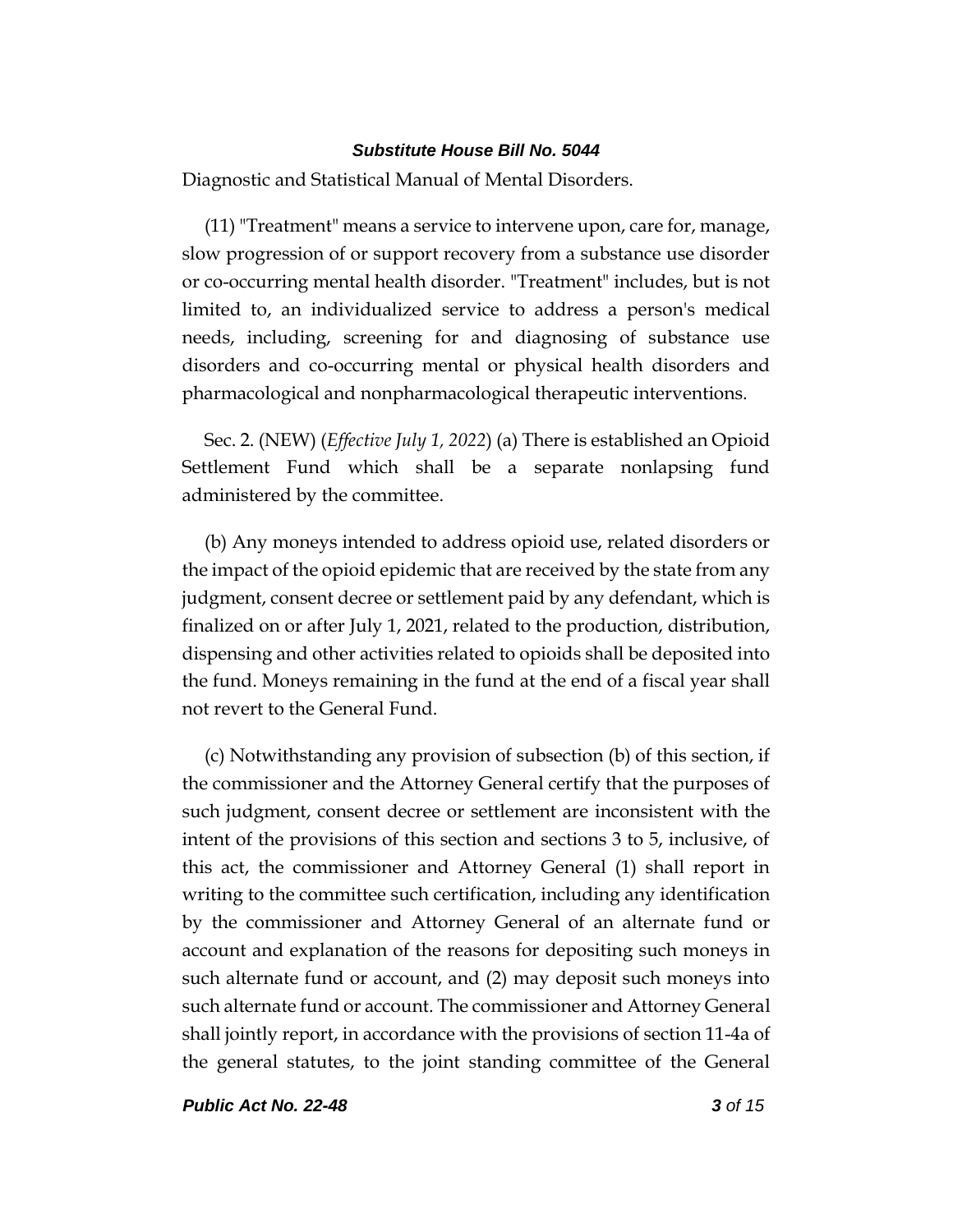Diagnostic and Statistical Manual of Mental Disorders.

(11) "Treatment" means a service to intervene upon, care for, manage, slow progression of or support recovery from a substance use disorder or co-occurring mental health disorder. "Treatment" includes, but is not limited to, an individualized service to address a person's medical needs, including, screening for and diagnosing of substance use disorders and co-occurring mental or physical health disorders and pharmacological and nonpharmacological therapeutic interventions.

Sec. 2. (NEW) (*Effective July 1, 2022*) (a) There is established an Opioid Settlement Fund which shall be a separate nonlapsing fund administered by the committee.

(b) Any moneys intended to address opioid use, related disorders or the impact of the opioid epidemic that are received by the state from any judgment, consent decree or settlement paid by any defendant, which is finalized on or after July 1, 2021, related to the production, distribution, dispensing and other activities related to opioids shall be deposited into the fund. Moneys remaining in the fund at the end of a fiscal year shall not revert to the General Fund.

(c) Notwithstanding any provision of subsection (b) of this section, if the commissioner and the Attorney General certify that the purposes of such judgment, consent decree or settlement are inconsistent with the intent of the provisions of this section and sections 3 to 5, inclusive, of this act, the commissioner and Attorney General (1) shall report in writing to the committee such certification, including any identification by the commissioner and Attorney General of an alternate fund or account and explanation of the reasons for depositing such moneys in such alternate fund or account, and (2) may deposit such moneys into such alternate fund or account. The commissioner and Attorney General shall jointly report, in accordance with the provisions of section 11-4a of the general statutes, to the joint standing committee of the General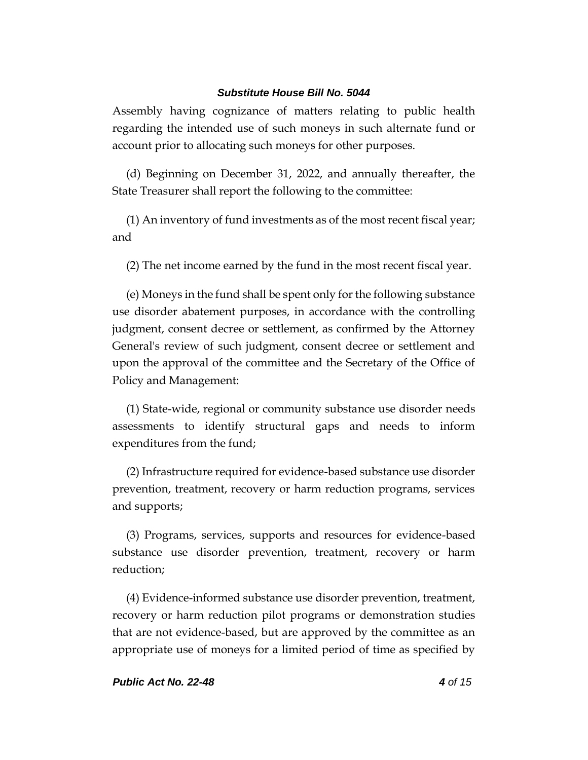Assembly having cognizance of matters relating to public health regarding the intended use of such moneys in such alternate fund or account prior to allocating such moneys for other purposes.

(d) Beginning on December 31, 2022, and annually thereafter, the State Treasurer shall report the following to the committee:

(1) An inventory of fund investments as of the most recent fiscal year; and

(2) The net income earned by the fund in the most recent fiscal year.

(e) Moneys in the fund shall be spent only for the following substance use disorder abatement purposes, in accordance with the controlling judgment, consent decree or settlement, as confirmed by the Attorney General's review of such judgment, consent decree or settlement and upon the approval of the committee and the Secretary of the Office of Policy and Management:

(1) State-wide, regional or community substance use disorder needs assessments to identify structural gaps and needs to inform expenditures from the fund;

(2) Infrastructure required for evidence-based substance use disorder prevention, treatment, recovery or harm reduction programs, services and supports;

(3) Programs, services, supports and resources for evidence-based substance use disorder prevention, treatment, recovery or harm reduction;

(4) Evidence-informed substance use disorder prevention, treatment, recovery or harm reduction pilot programs or demonstration studies that are not evidence-based, but are approved by the committee as an appropriate use of moneys for a limited period of time as specified by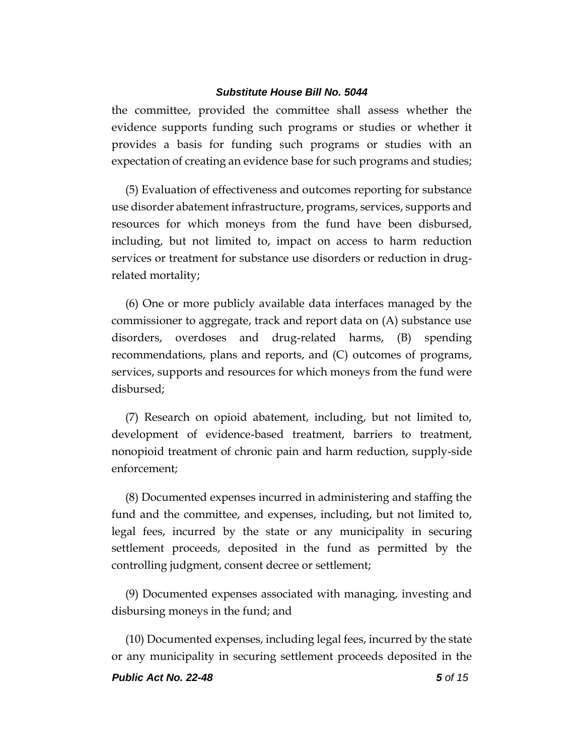the committee, provided the committee shall assess whether the evidence supports funding such programs or studies or whether it provides a basis for funding such programs or studies with an expectation of creating an evidence base for such programs and studies;

(5) Evaluation of effectiveness and outcomes reporting for substance use disorder abatement infrastructure, programs, services, supports and resources for which moneys from the fund have been disbursed, including, but not limited to, impact on access to harm reduction services or treatment for substance use disorders or reduction in drug-related mortality;

(6) One or more publicly available data interfaces managed by the commissioner to aggregate, track and report data on (A) substance use disorders, overdoses and drug-related harms, (B) spending recommendations, plans and reports, and (C) outcomes of programs, services, supports and resources for which moneys from the fund were disbursed;

(7) Research on opioid abatement, including, but not limited to, development of evidence-based treatment, barriers to treatment, nonopioid treatment of chronic pain and harm reduction, supply-side enforcement;

(8) Documented expenses incurred in administering and staffing the fund and the committee, and expenses, including, but not limited to, legal fees, incurred by the state or any municipality in securing settlement proceeds, deposited in the fund as permitted by the controlling judgment, consent decree or settlement;

(9) Documented expenses associated with managing, investing and disbursing moneys in the fund; and

(10) Documented expenses, including legal fees, incurred by the state or any municipality in securing settlement proceeds deposited in the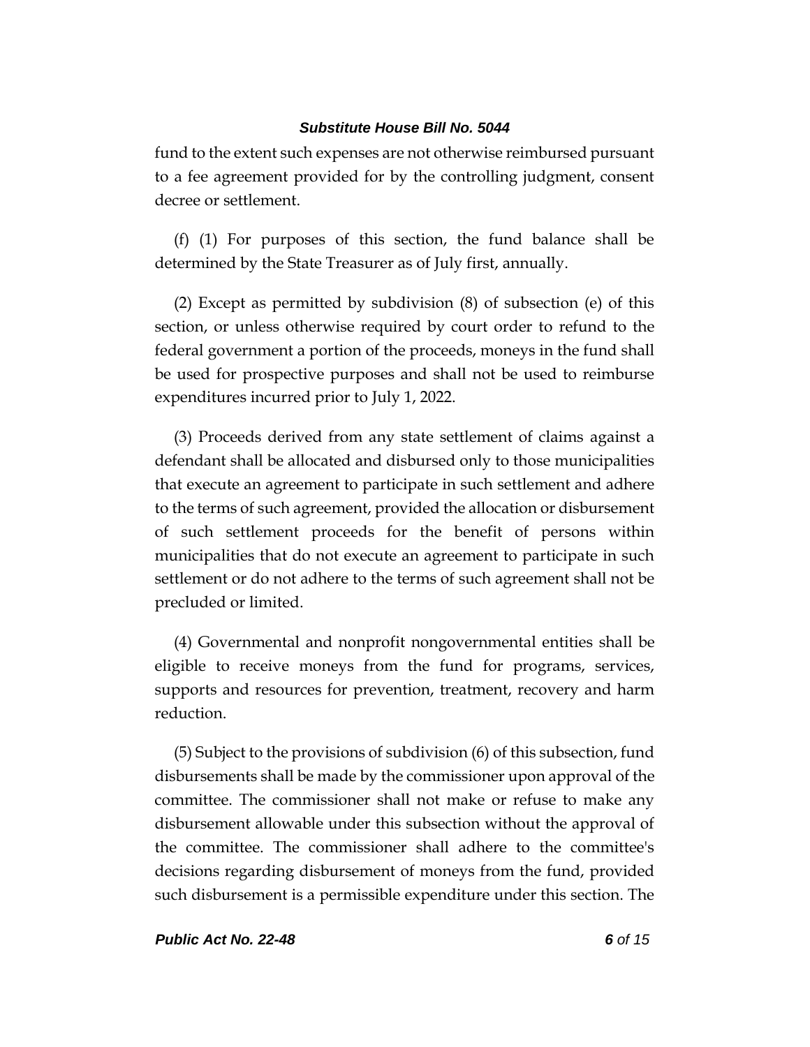fund to the extent such expenses are not otherwise reimbursed pursuant to a fee agreement provided for by the controlling judgment, consent decree or settlement.

(f) (1) For purposes of this section, the fund balance shall be determined by the State Treasurer as of July first, annually.

(2) Except as permitted by subdivision (8) of subsection (e) of this section, or unless otherwise required by court order to refund to the federal government a portion of the proceeds, moneys in the fund shall be used for prospective purposes and shall not be used to reimburse expenditures incurred prior to July 1, 2022.

(3) Proceeds derived from any state settlement of claims against a defendant shall be allocated and disbursed only to those municipalities that execute an agreement to participate in such settlement and adhere to the terms of such agreement, provided the allocation or disbursement of such settlement proceeds for the benefit of persons within municipalities that do not execute an agreement to participate in such settlement or do not adhere to the terms of such agreement shall not be precluded or limited.

(4) Governmental and nonprofit nongovernmental entities shall be eligible to receive moneys from the fund for programs, services, supports and resources for prevention, treatment, recovery and harm reduction.

(5) Subject to the provisions of subdivision (6) of this subsection, fund disbursements shall be made by the commissioner upon approval of the committee. The commissioner shall not make or refuse to make any disbursement allowable under this subsection without the approval of the committee. The commissioner shall adhere to the committee's decisions regarding disbursement of moneys from the fund, provided such disbursement is a permissible expenditure under this section. The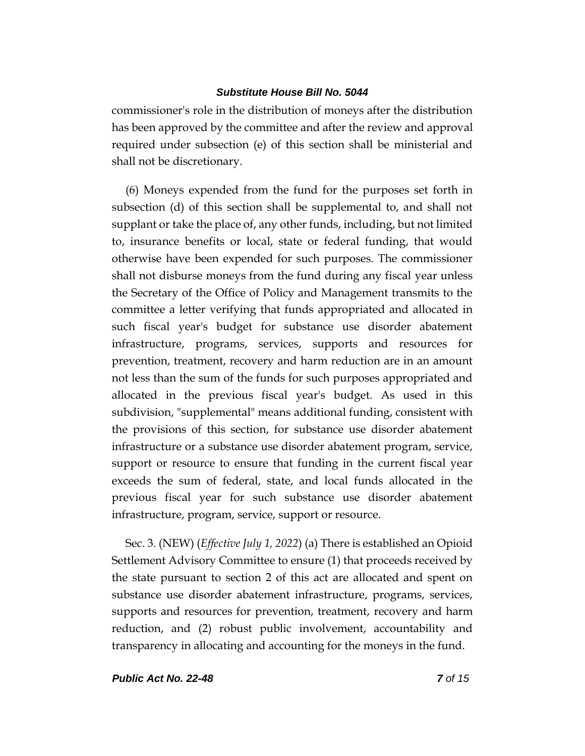commissioner's role in the distribution of moneys after the distribution has been approved by the committee and after the review and approval required under subsection (e) of this section shall be ministerial and shall not be discretionary.

(6) Moneys expended from the fund for the purposes set forth in subsection (d) of this section shall be supplemental to, and shall not supplant or take the place of, any other funds, including, but not limited to, insurance benefits or local, state or federal funding, that would otherwise have been expended for such purposes. The commissioner shall not disburse moneys from the fund during any fiscal year unless the Secretary of the Office of Policy and Management transmits to the committee a letter verifying that funds appropriated and allocated in such fiscal year's budget for substance use disorder abatement infrastructure, programs, services, supports and resources for prevention, treatment, recovery and harm reduction are in an amount not less than the sum of the funds for such purposes appropriated and allocated in the previous fiscal year's budget. As used in this subdivision, "supplemental" means additional funding, consistent with the provisions of this section, for substance use disorder abatement infrastructure or a substance use disorder abatement program, service, support or resource to ensure that funding in the current fiscal year exceeds the sum of federal, state, and local funds allocated in the previous fiscal year for such substance use disorder abatement infrastructure, program, service, support or resource.

Sec. 3. (NEW) (*Effective July 1, 2022*) (a) There is established an Opioid Settlement Advisory Committee to ensure (1) that proceeds received by the state pursuant to section 2 of this act are allocated and spent on substance use disorder abatement infrastructure, programs, services, supports and resources for prevention, treatment, recovery and harm reduction, and (2) robust public involvement, accountability and transparency in allocating and accounting for the moneys in the fund.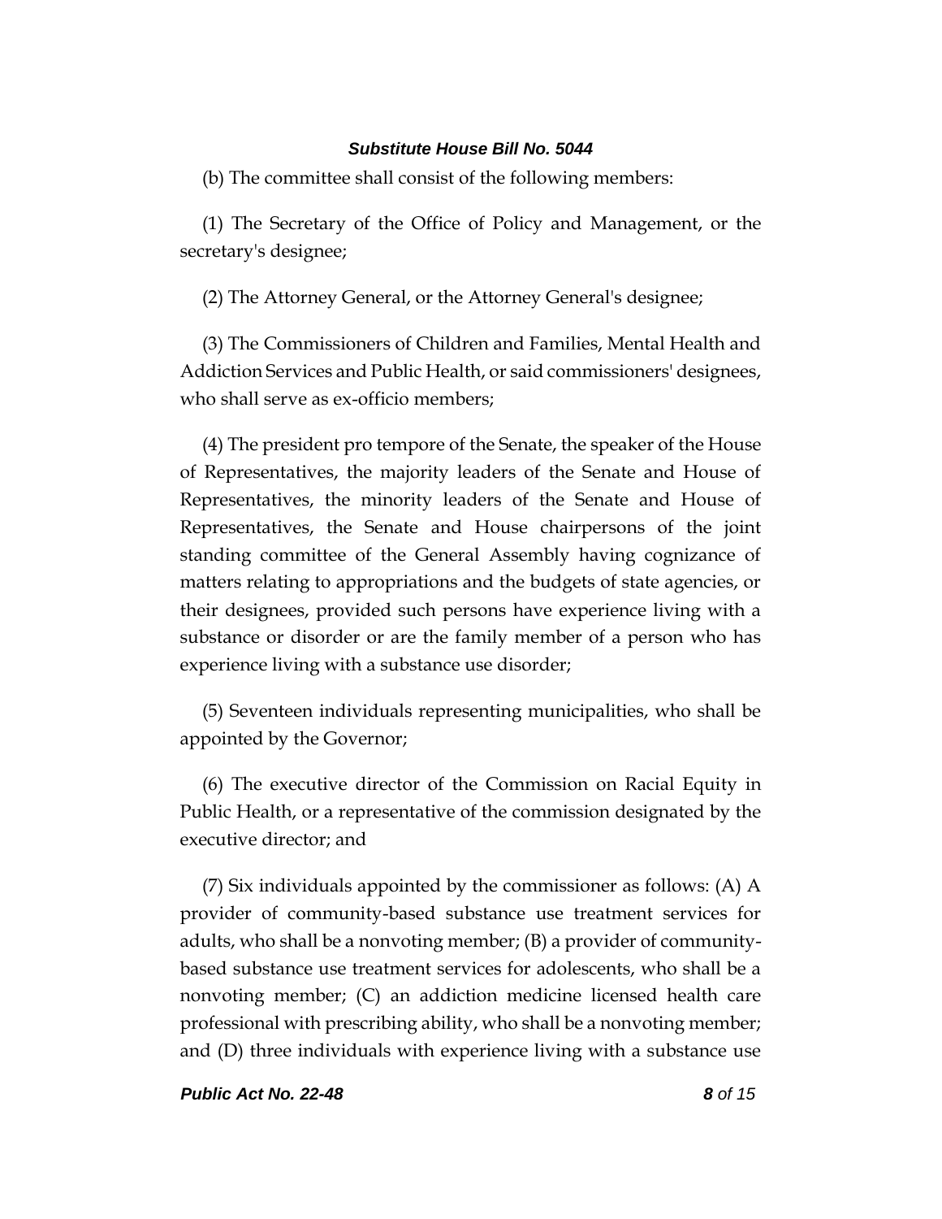(b) The committee shall consist of the following members:

(1) The Secretary of the Office of Policy and Management, or the secretary's designee;

(2) The Attorney General, or the Attorney General's designee;

(3) The Commissioners of Children and Families, Mental Health and Addiction Services and Public Health, or said commissioners' designees, who shall serve as ex-officio members;

(4) The president pro tempore of the Senate, the speaker of the House of Representatives, the majority leaders of the Senate and House of Representatives, the minority leaders of the Senate and House of Representatives, the Senate and House chairpersons of the joint standing committee of the General Assembly having cognizance of matters relating to appropriations and the budgets of state agencies, or their designees, provided such persons have experience living with a substance or disorder or are the family member of a person who has experience living with a substance use disorder;

(5) Seventeen individuals representing municipalities, who shall be appointed by the Governor;

(6) The executive director of the Commission on Racial Equity in Public Health, or a representative of the commission designated by the executive director; and

(7) Six individuals appointed by the commissioner as follows: (A) A provider of community-based substance use treatment services for adults, who shall be a nonvoting member; (B) a provider of community-based substance use treatment services for adolescents, who shall be a nonvoting member; (C) an addiction medicine licensed health care professional with prescribing ability, who shall be a nonvoting member; and (D) three individuals with experience living with a substance use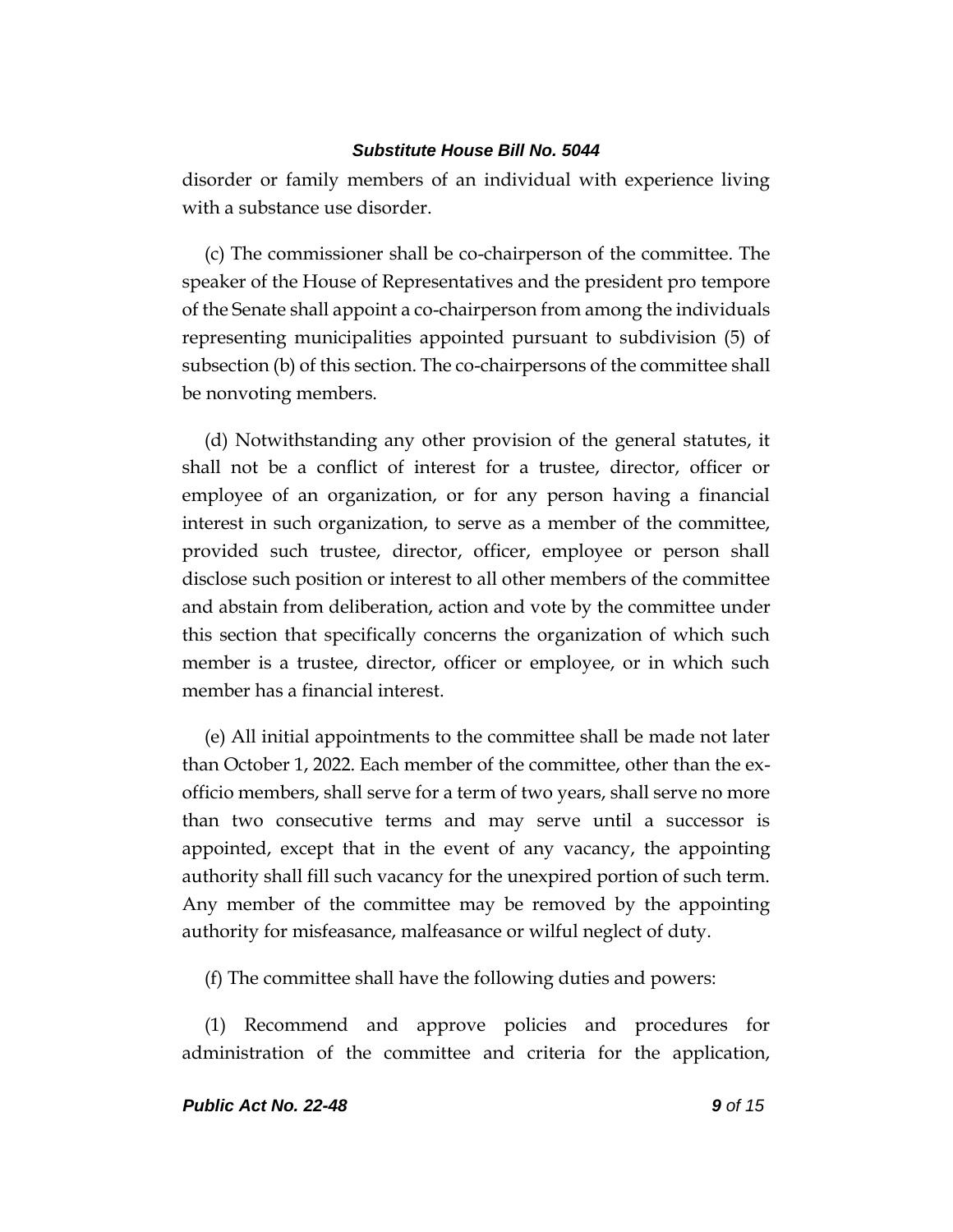disorder or family members of an individual with experience living with a substance use disorder.

(c) The commissioner shall be co-chairperson of the committee. The speaker of the House of Representatives and the president pro tempore of the Senate shall appoint a co-chairperson from among the individuals representing municipalities appointed pursuant to subdivision (5) of subsection (b) of this section. The co-chairpersons of the committee shall be nonvoting members.

(d) Notwithstanding any other provision of the general statutes, it shall not be a conflict of interest for a trustee, director, officer or employee of an organization, or for any person having a financial interest in such organization, to serve as a member of the committee, provided such trustee, director, officer, employee or person shall disclose such position or interest to all other members of the committee and abstain from deliberation, action and vote by the committee under this section that specifically concerns the organization of which such member is a trustee, director, officer or employee, or in which such member has a financial interest.

(e) All initial appointments to the committee shall be made not later than October 1, 2022. Each member of the committee, other than the ex-officio members, shall serve for a term of two years, shall serve no more than two consecutive terms and may serve until a successor is appointed, except that in the event of any vacancy, the appointing authority shall fill such vacancy for the unexpired portion of such term. Any member of the committee may be removed by the appointing authority for misfeasance, malfeasance or wilful neglect of duty.

(f) The committee shall have the following duties and powers:

(1) Recommend and approve policies and procedures for administration of the committee and criteria for the application,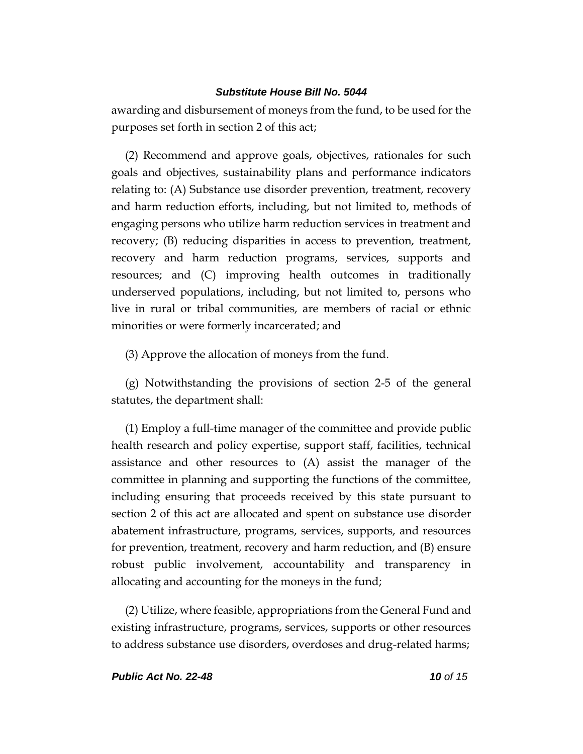awarding and disbursement of moneys from the fund, to be used for the purposes set forth in section 2 of this act;

(2) Recommend and approve goals, objectives, rationales for such goals and objectives, sustainability plans and performance indicators relating to: (A) Substance use disorder prevention, treatment, recovery and harm reduction efforts, including, but not limited to, methods of engaging persons who utilize harm reduction services in treatment and recovery; (B) reducing disparities in access to prevention, treatment, recovery and harm reduction programs, services, supports and resources; and (C) improving health outcomes in traditionally underserved populations, including, but not limited to, persons who live in rural or tribal communities, are members of racial or ethnic minorities or were formerly incarcerated; and

(3) Approve the allocation of moneys from the fund.

(g) Notwithstanding the provisions of section 2-5 of the general statutes, the department shall:

(1) Employ a full-time manager of the committee and provide public health research and policy expertise, support staff, facilities, technical assistance and other resources to (A) assist the manager of the committee in planning and supporting the functions of the committee, including ensuring that proceeds received by this state pursuant to section 2 of this act are allocated and spent on substance use disorder abatement infrastructure, programs, services, supports, and resources for prevention, treatment, recovery and harm reduction, and (B) ensure robust public involvement, accountability and transparency in allocating and accounting for the moneys in the fund;

(2) Utilize, where feasible, appropriations from the General Fund and existing infrastructure, programs, services, supports or other resources to address substance use disorders, overdoses and drug-related harms;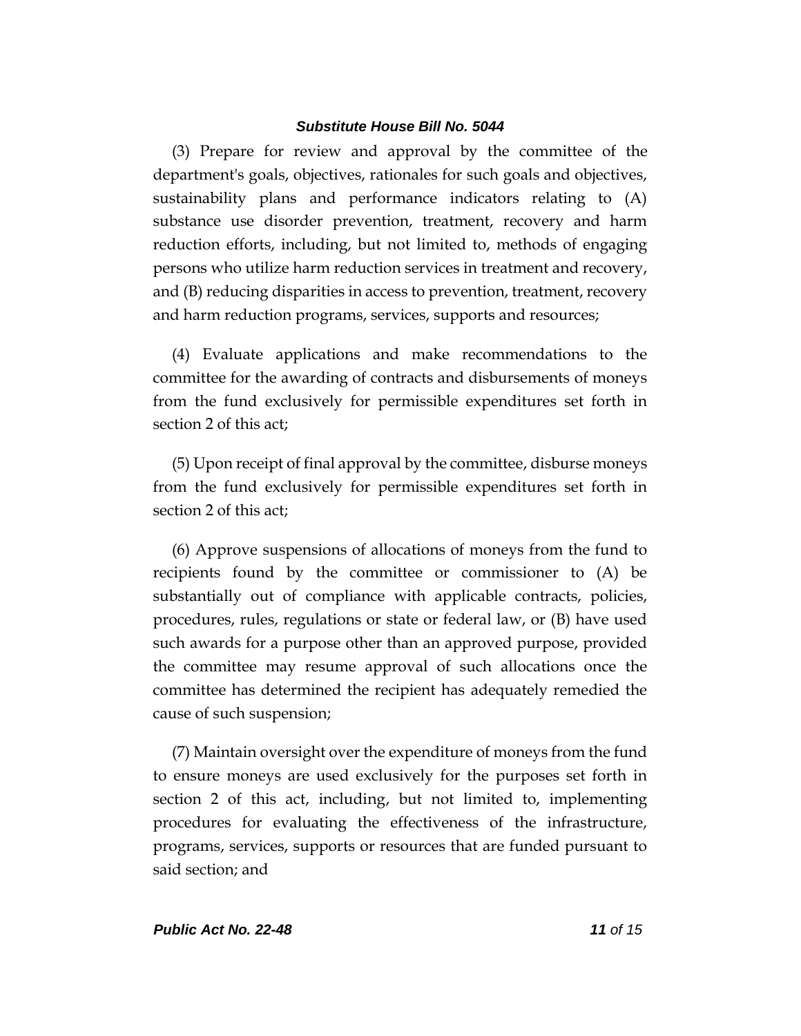(3) Prepare for review and approval by the committee of the department's goals, objectives, rationales for such goals and objectives, sustainability plans and performance indicators relating to (A) substance use disorder prevention, treatment, recovery and harm reduction efforts, including, but not limited to, methods of engaging persons who utilize harm reduction services in treatment and recovery, and (B) reducing disparities in access to prevention, treatment, recovery and harm reduction programs, services, supports and resources;

(4) Evaluate applications and make recommendations to the committee for the awarding of contracts and disbursements of moneys from the fund exclusively for permissible expenditures set forth in section 2 of this act;

(5) Upon receipt of final approval by the committee, disburse moneys from the fund exclusively for permissible expenditures set forth in section 2 of this act;

(6) Approve suspensions of allocations of moneys from the fund to recipients found by the committee or commissioner to (A) be substantially out of compliance with applicable contracts, policies, procedures, rules, regulations or state or federal law, or (B) have used such awards for a purpose other than an approved purpose, provided the committee may resume approval of such allocations once the committee has determined the recipient has adequately remedied the cause of such suspension;

(7) Maintain oversight over the expenditure of moneys from the fund to ensure moneys are used exclusively for the purposes set forth in section 2 of this act, including, but not limited to, implementing procedures for evaluating the effectiveness of the infrastructure, programs, services, supports or resources that are funded pursuant to said section; and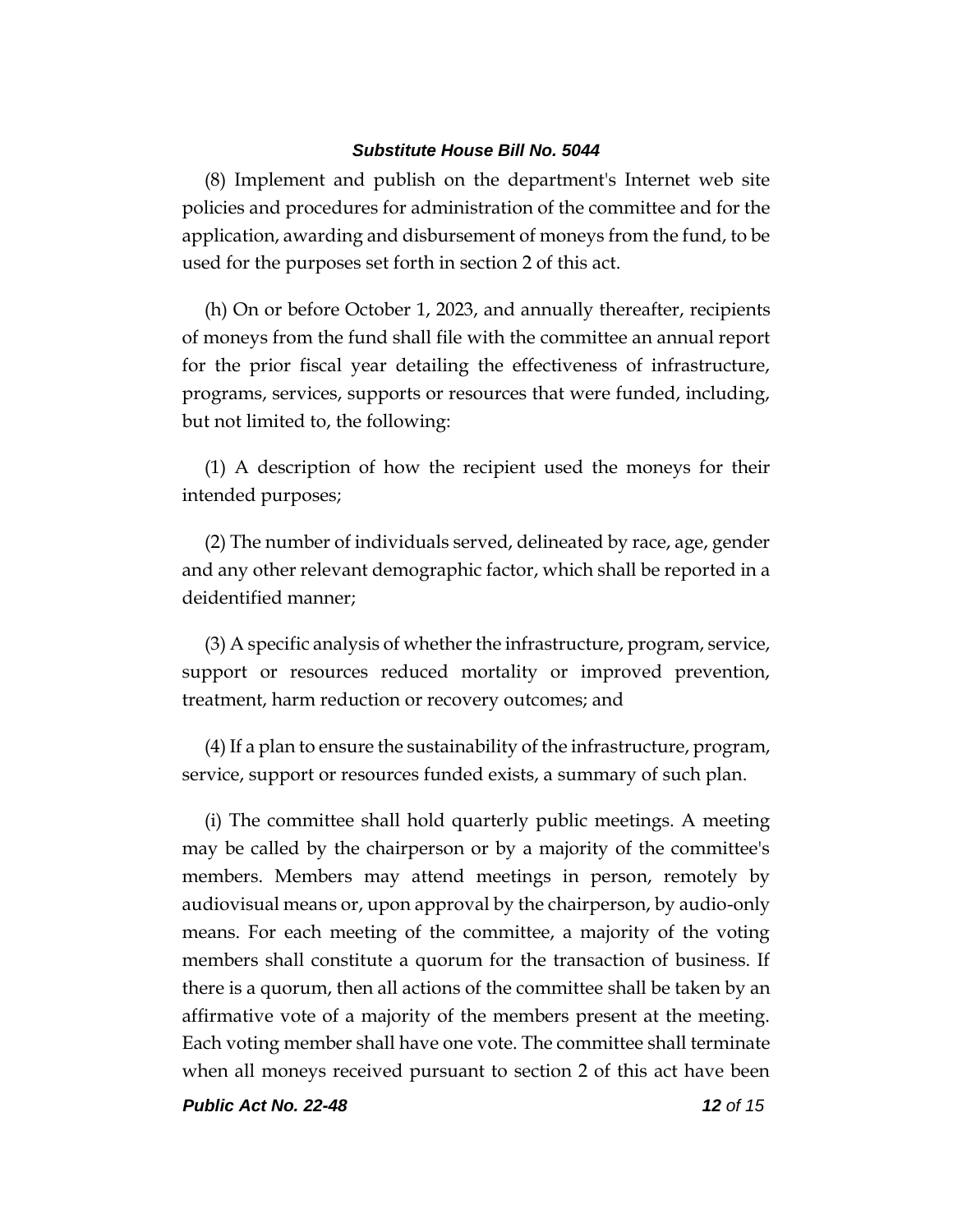(8) Implement and publish on the department's Internet web site policies and procedures for administration of the committee and for the application, awarding and disbursement of moneys from the fund, to be used for the purposes set forth in section 2 of this act.

(h) On or before October 1, 2023, and annually thereafter, recipients of moneys from the fund shall file with the committee an annual report for the prior fiscal year detailing the effectiveness of infrastructure, programs, services, supports or resources that were funded, including, but not limited to, the following:

(1) A description of how the recipient used the moneys for their intended purposes;

(2) The number of individuals served, delineated by race, age, gender and any other relevant demographic factor, which shall be reported in a deidentified manner;

(3) A specific analysis of whether the infrastructure, program, service, support or resources reduced mortality or improved prevention, treatment, harm reduction or recovery outcomes; and

(4) If a plan to ensure the sustainability of the infrastructure, program, service, support or resources funded exists, a summary of such plan.

(i) The committee shall hold quarterly public meetings. A meeting may be called by the chairperson or by a majority of the committee's members. Members may attend meetings in person, remotely by audiovisual means or, upon approval by the chairperson, by audio-only means. For each meeting of the committee, a majority of the voting members shall constitute a quorum for the transaction of business. If there is a quorum, then all actions of the committee shall be taken by an affirmative vote of a majority of the members present at the meeting. Each voting member shall have one vote. The committee shall terminate when all moneys received pursuant to section 2 of this act have been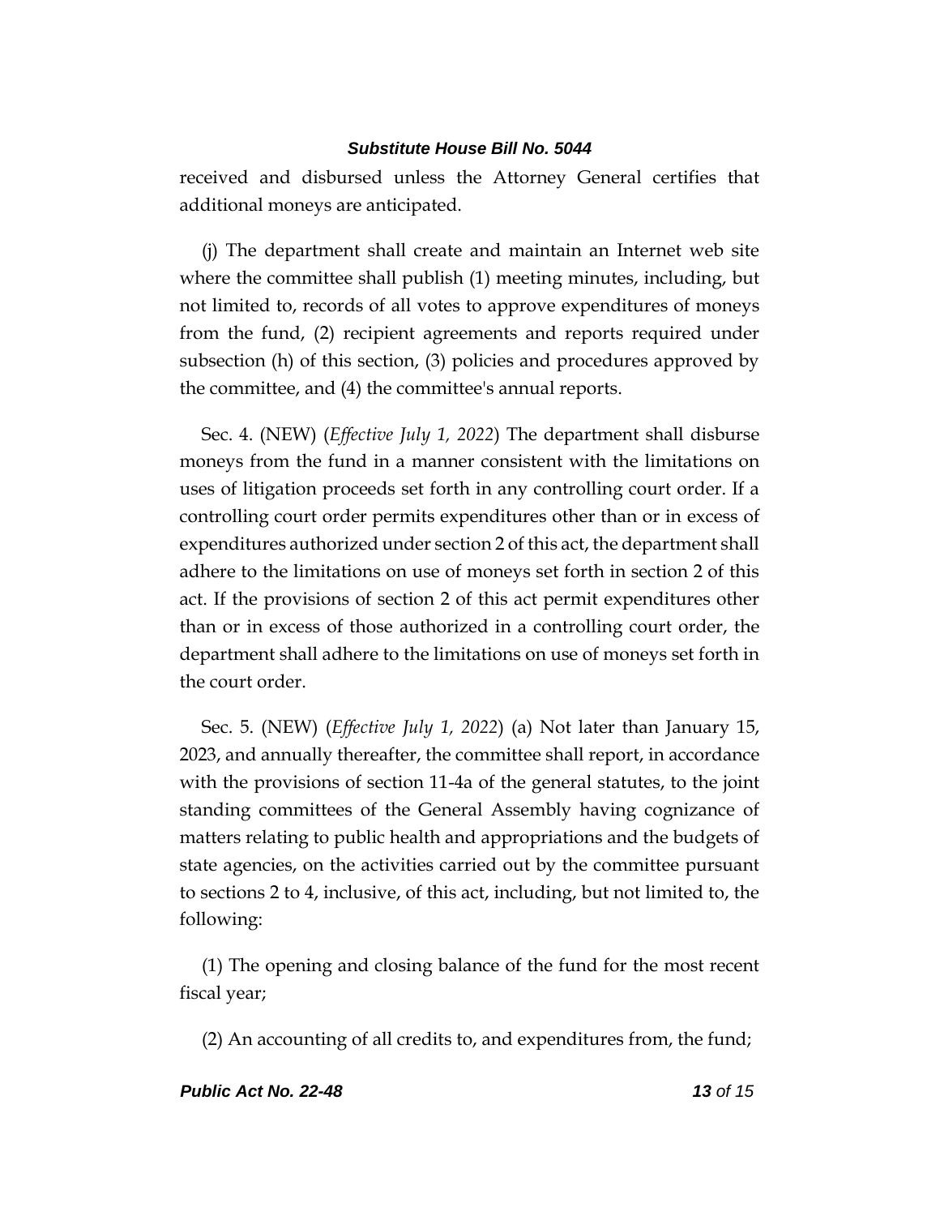received and disbursed unless the Attorney General certifies that additional moneys are anticipated.

(j) The department shall create and maintain an Internet web site where the committee shall publish (1) meeting minutes, including, but not limited to, records of all votes to approve expenditures of moneys from the fund, (2) recipient agreements and reports required under subsection (h) of this section, (3) policies and procedures approved by the committee, and (4) the committee's annual reports.

Sec. 4. (NEW) (*Effective July 1, 2022*) The department shall disburse moneys from the fund in a manner consistent with the limitations on uses of litigation proceeds set forth in any controlling court order. If a controlling court order permits expenditures other than or in excess of expenditures authorized under section 2 of this act, the department shall adhere to the limitations on use of moneys set forth in section 2 of this act. If the provisions of section 2 of this act permit expenditures other than or in excess of those authorized in a controlling court order, the department shall adhere to the limitations on use of moneys set forth in the court order.

Sec. 5. (NEW) (*Effective July 1, 2022*) (a) Not later than January 15, 2023, and annually thereafter, the committee shall report, in accordance with the provisions of section 11-4a of the general statutes, to the joint standing committees of the General Assembly having cognizance of matters relating to public health and appropriations and the budgets of state agencies, on the activities carried out by the committee pursuant to sections 2 to 4, inclusive, of this act, including, but not limited to, the following:

(1) The opening and closing balance of the fund for the most recent fiscal year;

(2) An accounting of all credits to, and expenditures from, the fund;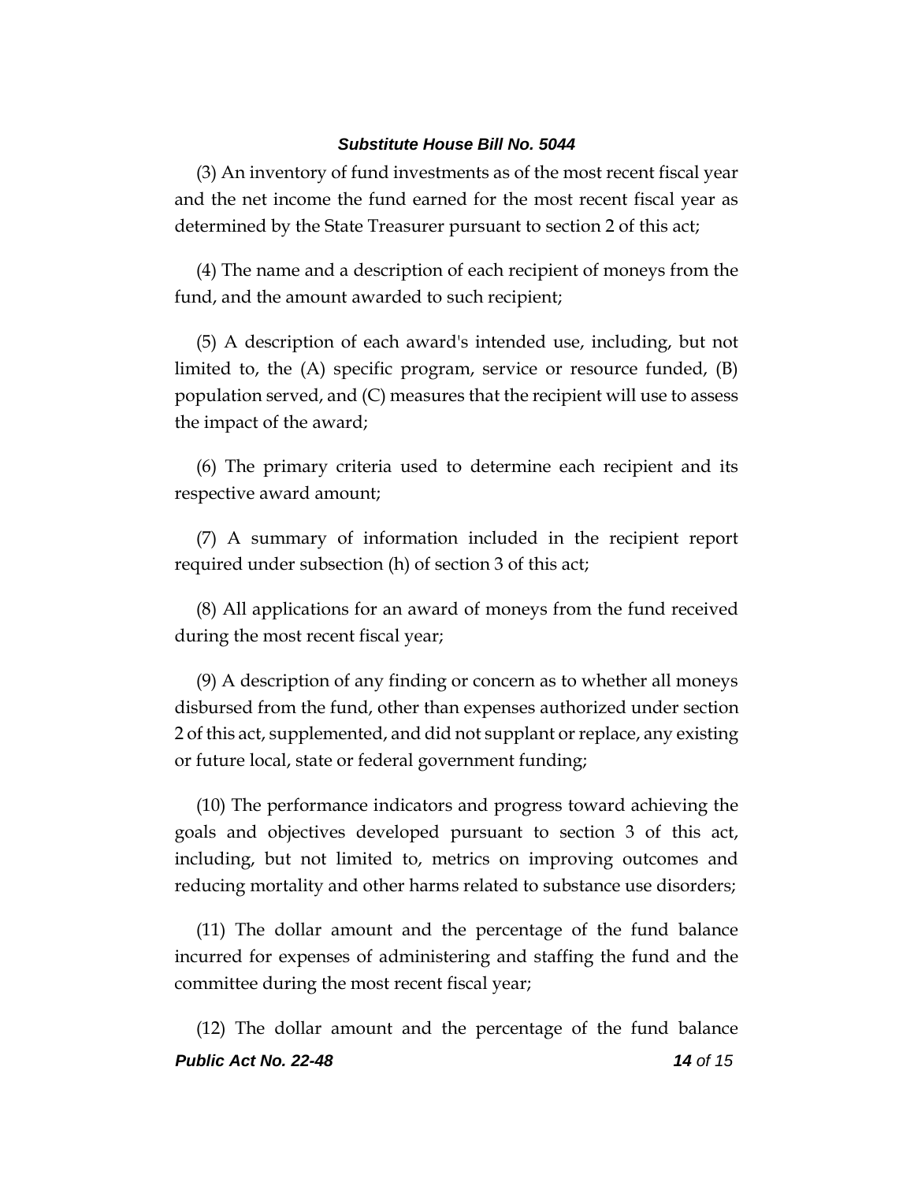(3) An inventory of fund investments as of the most recent fiscal year and the net income the fund earned for the most recent fiscal year as determined by the State Treasurer pursuant to section 2 of this act;

(4) The name and a description of each recipient of moneys from the fund, and the amount awarded to such recipient;

(5) A description of each award's intended use, including, but not limited to, the (A) specific program, service or resource funded, (B) population served, and (C) measures that the recipient will use to assess the impact of the award;

(6) The primary criteria used to determine each recipient and its respective award amount;

(7) A summary of information included in the recipient report required under subsection (h) of section 3 of this act;

(8) All applications for an award of moneys from the fund received during the most recent fiscal year;

(9) A description of any finding or concern as to whether all moneys disbursed from the fund, other than expenses authorized under section 2 of this act, supplemented, and did not supplant or replace, any existing or future local, state or federal government funding;

(10) The performance indicators and progress toward achieving the goals and objectives developed pursuant to section 3 of this act, including, but not limited to, metrics on improving outcomes and reducing mortality and other harms related to substance use disorders;

(11) The dollar amount and the percentage of the fund balance incurred for expenses of administering and staffing the fund and the committee during the most recent fiscal year;

(12) The dollar amount and the percentage of the fund balance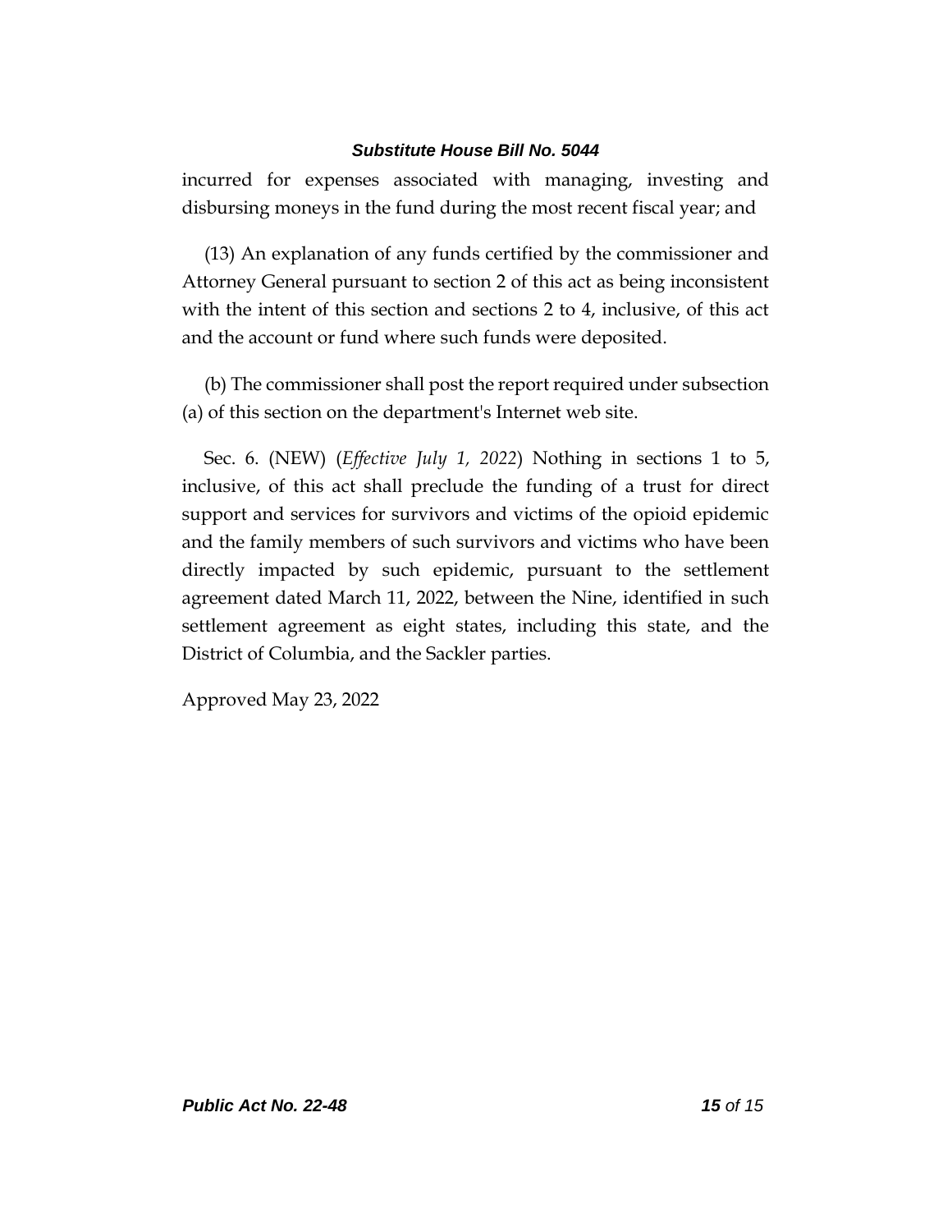incurred for expenses associated with managing, investing and disbursing moneys in the fund during the most recent fiscal year; and

(13) An explanation of any funds certified by the commissioner and Attorney General pursuant to section 2 of this act as being inconsistent with the intent of this section and sections 2 to 4, inclusive, of this act and the account or fund where such funds were deposited.

(b) The commissioner shall post the report required under subsection (a) of this section on the department's Internet web site.

Sec. 6. (NEW) (*Effective July 1, 2022*) Nothing in sections 1 to 5, inclusive, of this act shall preclude the funding of a trust for direct support and services for survivors and victims of the opioid epidemic and the family members of such survivors and victims who have been directly impacted by such epidemic, pursuant to the settlement agreement dated March 11, 2022, between the Nine, identified in such settlement agreement as eight states, including this state, and the District of Columbia, and the Sackler parties.

Approved May 23, 2022